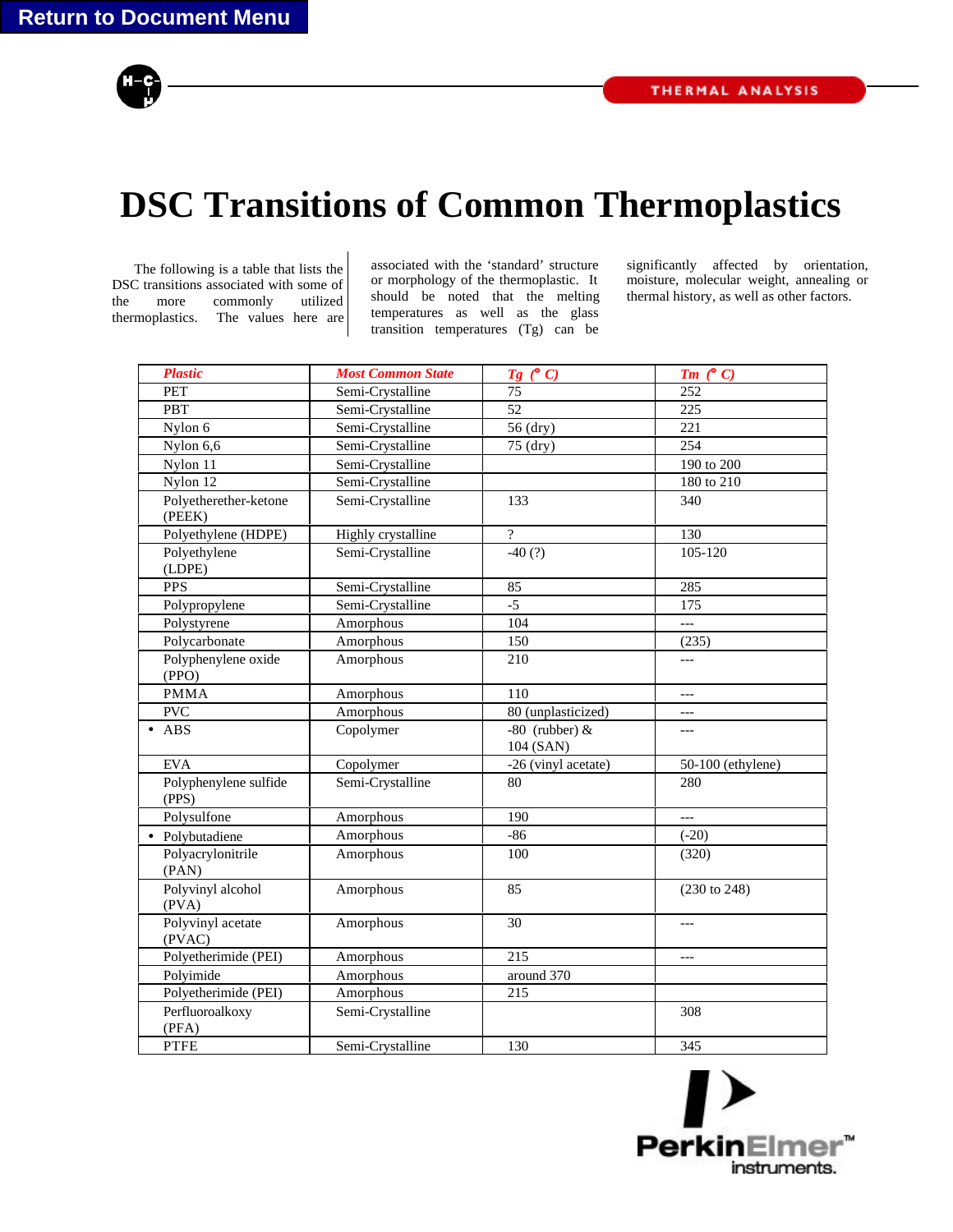Return to Document Menu

THERMAL ANALYSIS

# DSC Transitions of Common Thermoplastics

The following is a table that lists the DSC transitions associated with some of the more commonly utilized thermoplastics. The values here are associated with the 'standard' structure or morphology of the thermoplastic. It should be noted that the melting temperatures as well as the glass transition temperatures (Tg) can be significantly affected by orientation, moisture, molecular weight, annealing or thermal history, as well as other factors.

| *Plastic* | *Most Common State* | *Tg (° C)* | *Tm (° C)* |
|---|---|---|---|
| PET | Semi-Crystalline | 75 | 252 |
| PBT | Semi-Crystalline | 52 | 225 |
| Nylon 6 | Semi-Crystalline | 56 (dry) | 221 |
| Nylon 6,6 | Semi-Crystalline | 75 (dry) | 254 |
| Nylon 11 | Semi-Crystalline | | 190 to 200 |
| Nylon 12 | Semi-Crystalline | | 180 to 210 |
| Polyetherether-ketone (PEEK) | Semi-Crystalline | 133 | 340 |
| Polyethylene (HDPE) | Highly crystalline | ? | 130 |
| Polyethylene (LDPE) | Semi-Crystalline | -40 (?) | 105-120 |
| PPS | Semi-Crystalline | 85 | 285 |
| Polypropylene | Semi-Crystalline | -5 | 175 |
| Polystyrene | Amorphous | 104 | --- |
| Polycarbonate | Amorphous | 150 | (235) |
| Polyphenylene oxide (PPO) | Amorphous | 210 | --- |
| PMMA | Amorphous | 110 | --- |
| PVC | Amorphous | 80 (unplasticized) | --- |
| • ABS | Copolymer | -80 (rubber) & 104 (SAN) | --- |
| EVA | Copolymer | -26 (vinyl acetate) | 50-100 (ethylene) |
| Polyphenylene sulfide (PPS) | Semi-Crystalline | 80 | 280 |
| Polysulfone | Amorphous | 190 | --- |
| • Polybutadiene | Amorphous | -86 | (-20) |
| Polyacrylonitrile (PAN) | Amorphous | 100 | (320) |
| Polyvinyl alcohol (PVA) | Amorphous | 85 | (230 to 248) |
| Polyvinyl acetate (PVAC) | Amorphous | 30 | --- |
| Polyetherimide (PEI) | Amorphous | 215 | --- |
| Polyimide | Amorphous | around 370 | |
| Polyetherimide (PEI) | Amorphous | 215 | |
| Perfluoroalkoxy (PFA) | Semi-Crystalline | | 308 |
| PTFE | Semi-Crystalline | 130 | 345 |

PerkinElmer™ instruments.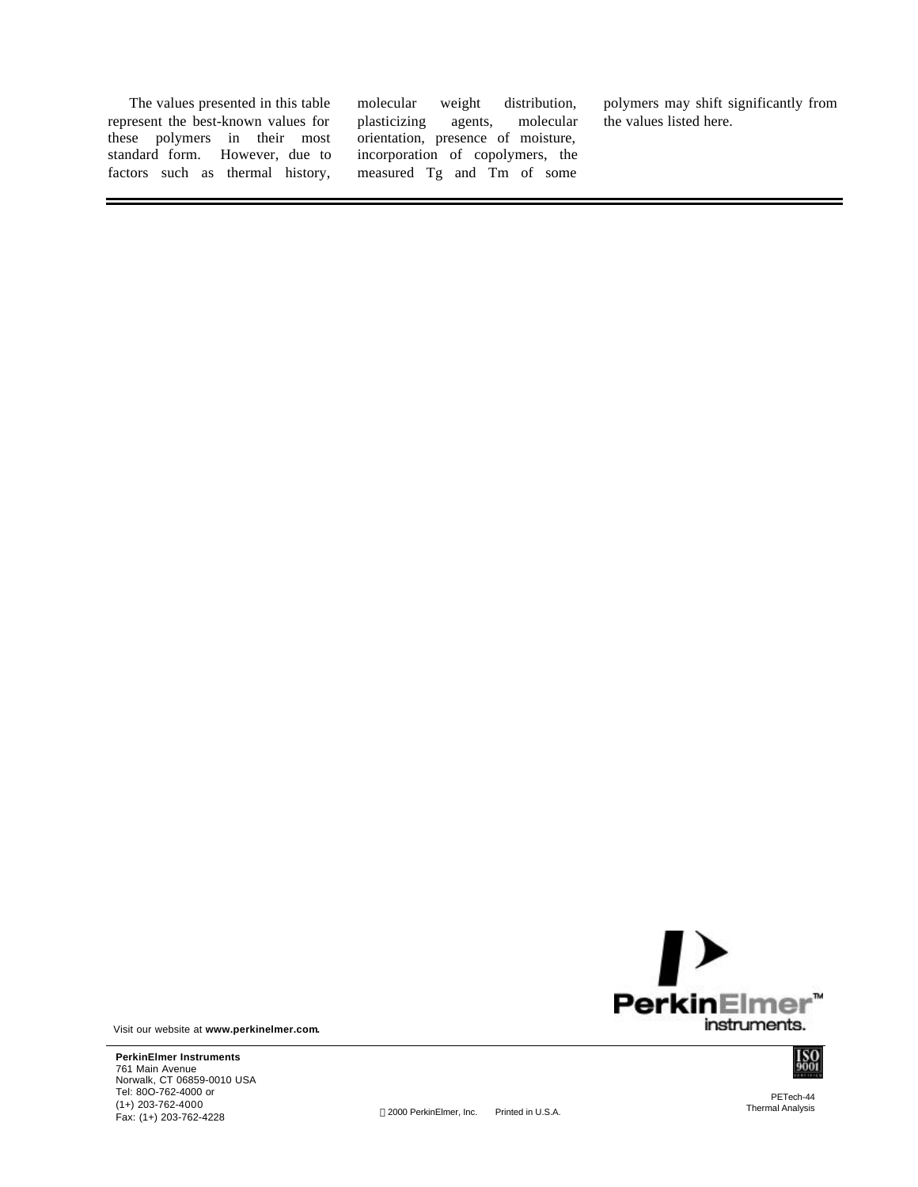The values presented in this table represent the best-known values for these polymers in their most standard form. However, due to factors such as thermal history, molecular weight distribution, plasticizing agents, molecular orientation, presence of moisture, incorporation of copolymers, the measured Tg and Tm of some polymers may shift significantly from the values listed here.

---

Visit our website at **www.perkinelmer.com**.

**PerkinElmer Instruments**
761 Main Avenue
Norwalk, CT 06859-0010 USA
Tel: 80O-762-4000 or
(1+) 203-762-4000
Fax: (1+) 203-762-4228

© 2000 PerkinElmer, Inc. Printed in U.S.A.

PETech-44
Thermal Analysis